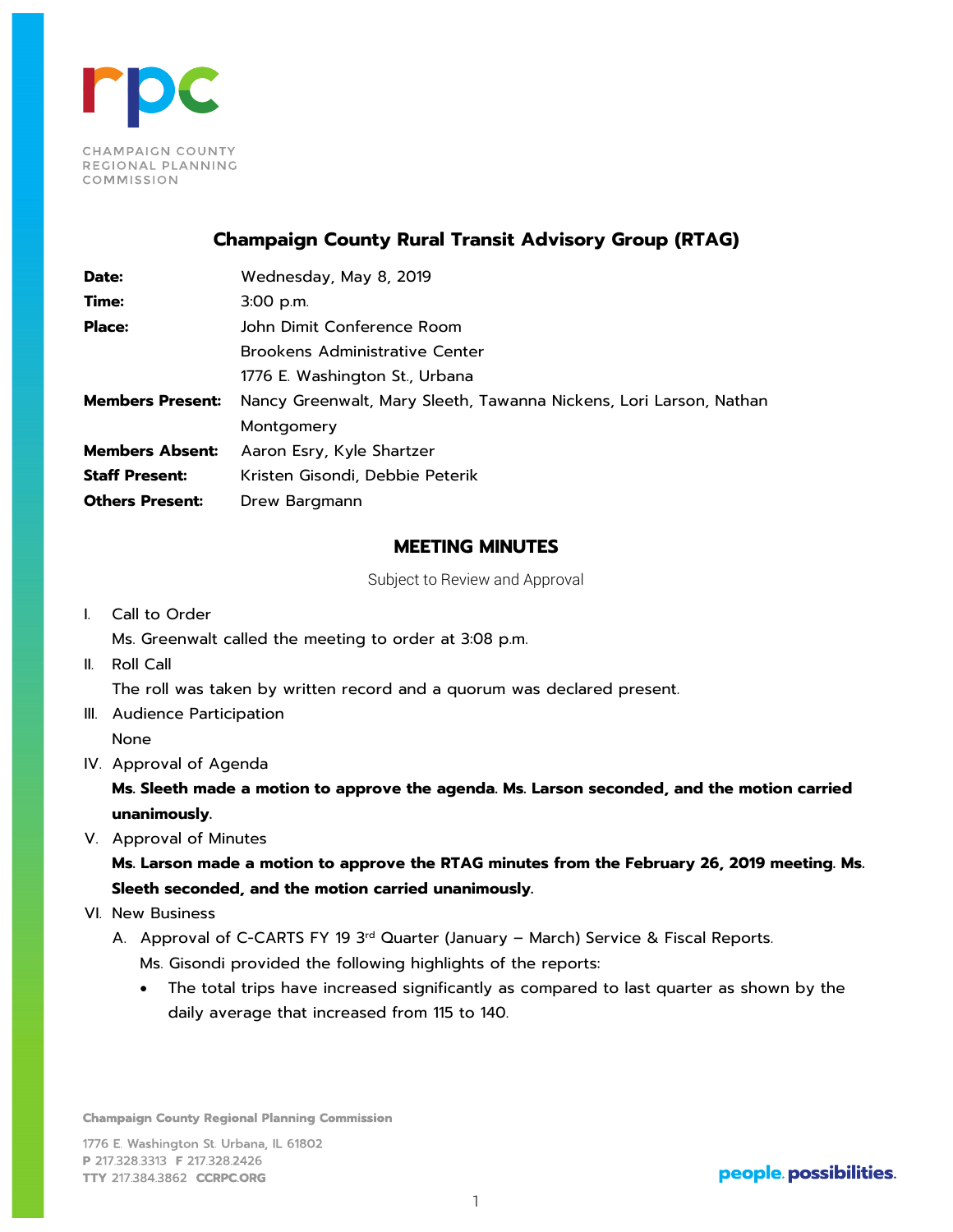CHAMPAIGN COUNTY REGIONAL PLANNING COMMISSION

# Champaign County Rural Transit Advisory Group (RTAG)

| | |
|---|---|
| **Date:** | Wednesday, May 8, 2019 |
| **Time:** | 3:00 p.m. |
| **Place:** | John Dimit Conference Room<br>Brookens Administrative Center<br>1776 E. Washington St., Urbana |
| **Members Present:** | Nancy Greenwalt, Mary Sleeth, Tawanna Nickens, Lori Larson, Nathan Montgomery |
| **Members Absent:** | Aaron Esry, Kyle Shartzer |
| **Staff Present:** | Kristen Gisondi, Debbie Peterik |
| **Others Present:** | Drew Bargmann |

## MEETING MINUTES

Subject to Review and Approval

I. Call to Order

Ms. Greenwalt called the meeting to order at 3:08 p.m.

II. Roll Call

The roll was taken by written record and a quorum was declared present.

III. Audience Participation

None

IV. Approval of Agenda

**Ms. Sleeth made a motion to approve the agenda. Ms. Larson seconded, and the motion carried unanimously.**

V. Approval of Minutes

**Ms. Larson made a motion to approve the RTAG minutes from the February 26, 2019 meeting. Ms. Sleeth seconded, and the motion carried unanimously.**

VI. New Business

A. Approval of C-CARTS FY 19 3rd Quarter (January – March) Service & Fiscal Reports.

Ms. Gisondi provided the following highlights of the reports:

- The total trips have increased significantly as compared to last quarter as shown by the daily average that increased from 115 to 140.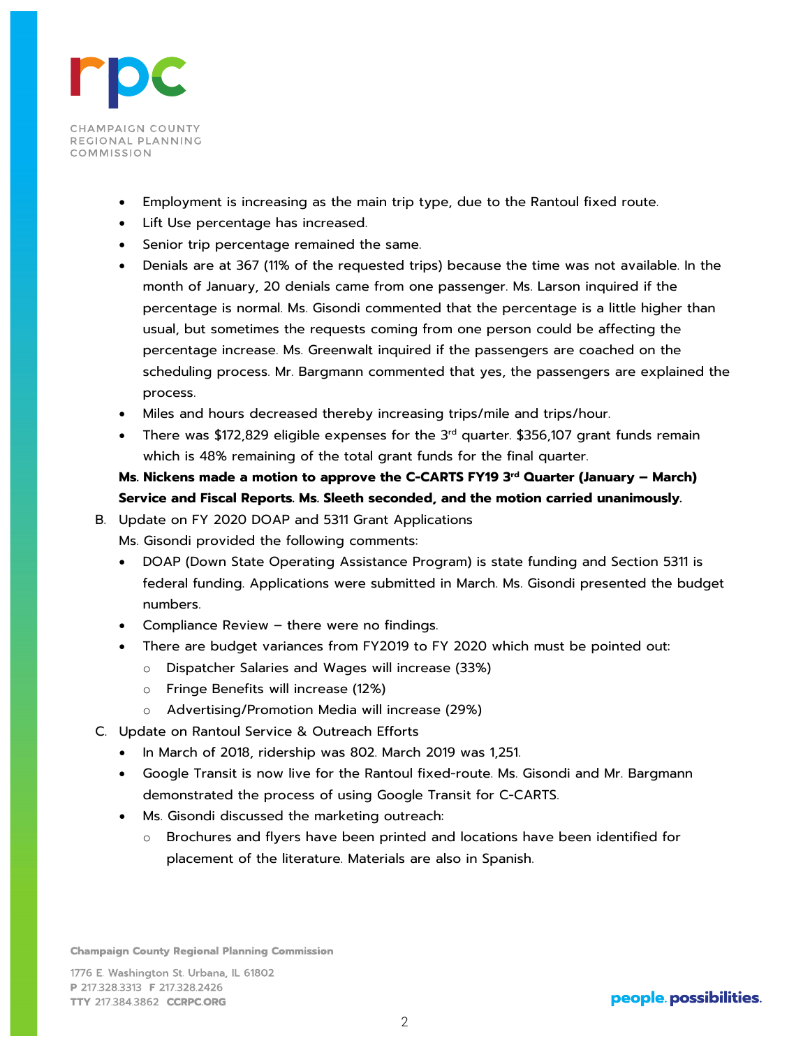- Employment is increasing as the main trip type, due to the Rantoul fixed route.
- Lift Use percentage has increased.
- Senior trip percentage remained the same.
- Denials are at 367 (11% of the requested trips) because the time was not available. In the month of January, 20 denials came from one passenger. Ms. Larson inquired if the percentage is normal. Ms. Gisondi commented that the percentage is a little higher than usual, but sometimes the requests coming from one person could be affecting the percentage increase. Ms. Greenwalt inquired if the passengers are coached on the scheduling process. Mr. Bargmann commented that yes, the passengers are explained the process.
- Miles and hours decreased thereby increasing trips/mile and trips/hour.
- There was $172,829 eligible expenses for the 3rd quarter. $356,107 grant funds remain which is 48% remaining of the total grant funds for the final quarter.

**Ms. Nickens made a motion to approve the C-CARTS FY19 3rd Quarter (January – March) Service and Fiscal Reports. Ms. Sleeth seconded, and the motion carried unanimously.**

B. Update on FY 2020 DOAP and 5311 Grant Applications

Ms. Gisondi provided the following comments:

- DOAP (Down State Operating Assistance Program) is state funding and Section 5311 is federal funding. Applications were submitted in March. Ms. Gisondi presented the budget numbers.
- Compliance Review – there were no findings.
- There are budget variances from FY2019 to FY 2020 which must be pointed out:
  - Dispatcher Salaries and Wages will increase (33%)
  - Fringe Benefits will increase (12%)
  - Advertising/Promotion Media will increase (29%)

C. Update on Rantoul Service & Outreach Efforts

- In March of 2018, ridership was 802. March 2019 was 1,251.
- Google Transit is now live for the Rantoul fixed-route. Ms. Gisondi and Mr. Bargmann demonstrated the process of using Google Transit for C-CARTS.
- Ms. Gisondi discussed the marketing outreach:
  - Brochures and flyers have been printed and locations have been identified for placement of the literature. Materials are also in Spanish.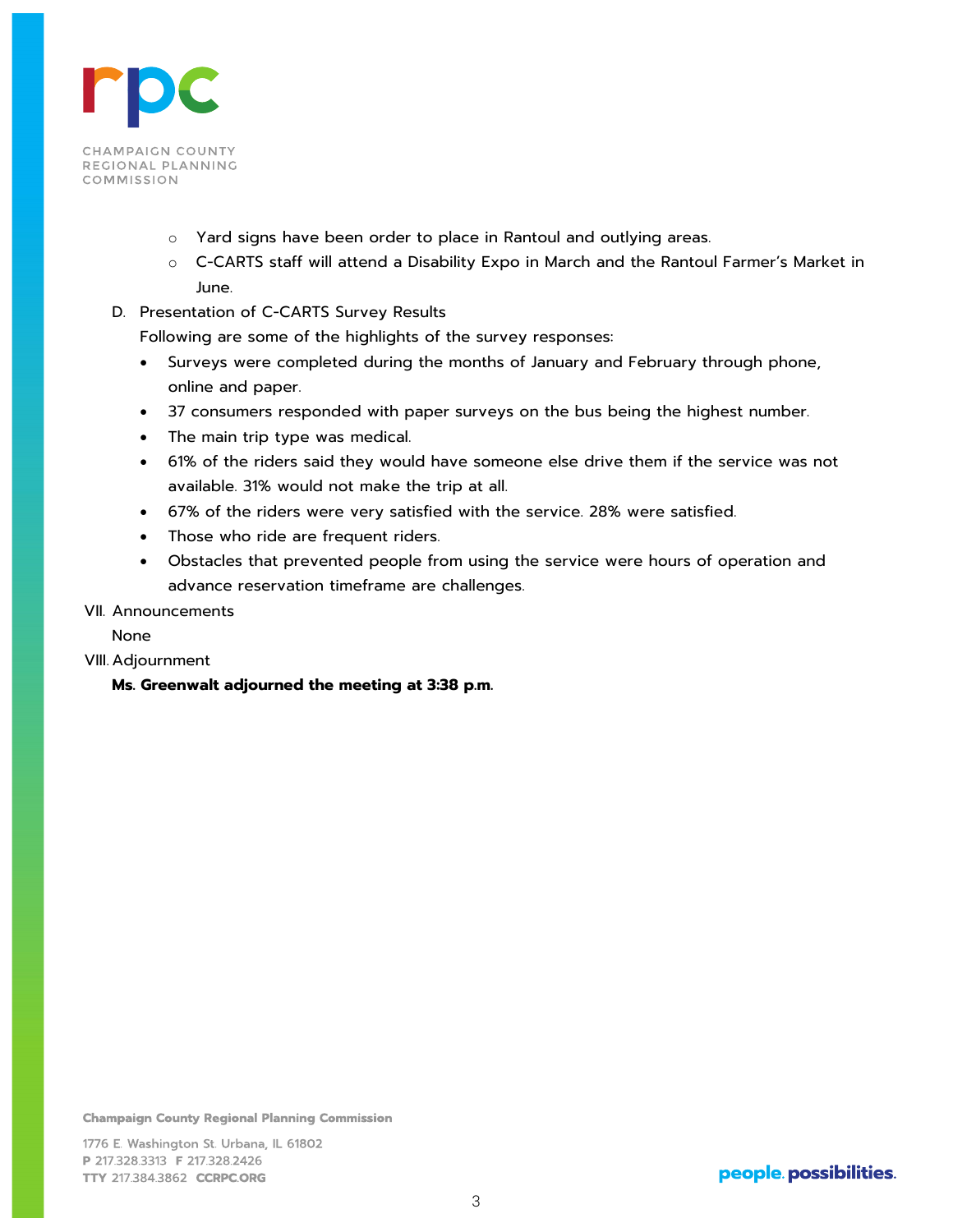- Yard signs have been order to place in Rantoul and outlying areas.
- C-CARTS staff will attend a Disability Expo in March and the Rantoul Farmer's Market in June.

D. Presentation of C-CARTS Survey Results

Following are some of the highlights of the survey responses:

- Surveys were completed during the months of January and February through phone, online and paper.
- 37 consumers responded with paper surveys on the bus being the highest number.
- The main trip type was medical.
- 61% of the riders said they would have someone else drive them if the service was not available. 31% would not make the trip at all.
- 67% of the riders were very satisfied with the service. 28% were satisfied.
- Those who ride are frequent riders.
- Obstacles that prevented people from using the service were hours of operation and advance reservation timeframe are challenges.

VII. Announcements

None

VIII. Adjournment

**Ms. Greenwalt adjourned the meeting at 3:38 p.m.**